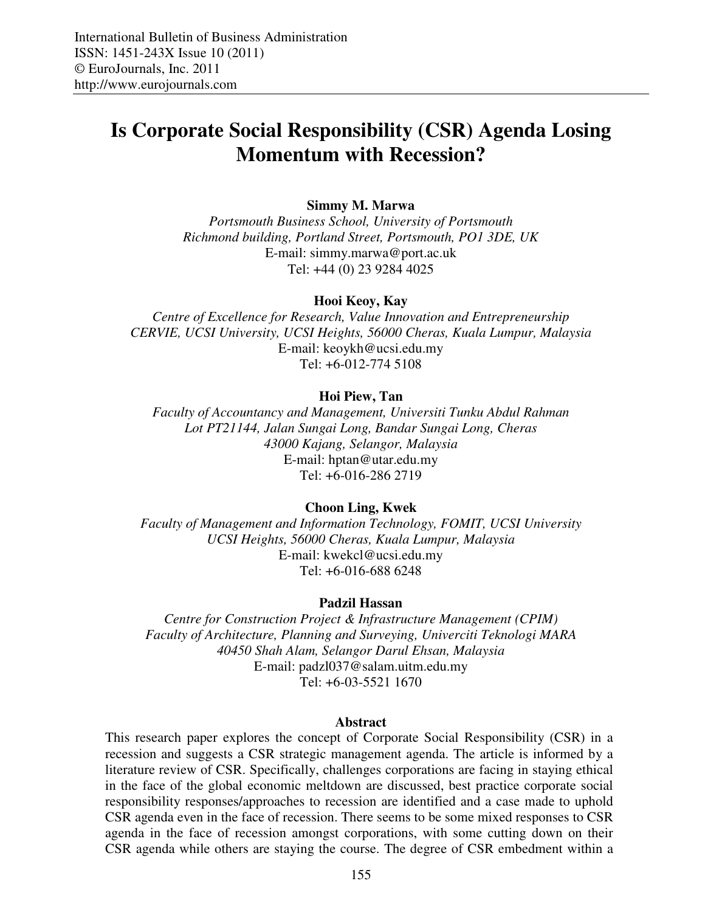# Is Corporate Social Responsibility (CSR) Agenda Losing Momentum with Recession?

**Simmy M. Marwa**
*Portsmouth Business School, University of Portsmouth*
*Richmond building, Portland Street, Portsmouth, PO1 3DE, UK*
E-mail: simmy.marwa@port.ac.uk
Tel: +44 (0) 23 9284 4025

**Hooi Keoy, Kay**
*Centre of Excellence for Research, Value Innovation and Entrepreneurship*
*CERVIE, UCSI University, UCSI Heights, 56000 Cheras, Kuala Lumpur, Malaysia*
E-mail: keoykh@ucsi.edu.my
Tel: +6-012-774 5108

**Hoi Piew, Tan**
*Faculty of Accountancy and Management, Universiti Tunku Abdul Rahman*
*Lot PT21144, Jalan Sungai Long, Bandar Sungai Long, Cheras*
*43000 Kajang, Selangor, Malaysia*
E-mail: hptan@utar.edu.my
Tel: +6-016-286 2719

**Choon Ling, Kwek**
*Faculty of Management and Information Technology, FOMIT, UCSI University*
*UCSI Heights, 56000 Cheras, Kuala Lumpur, Malaysia*
E-mail: kwekcl@ucsi.edu.my
Tel: +6-016-688 6248

**Padzil Hassan**
*Centre for Construction Project & Infrastructure Management (CPIM)*
*Faculty of Architecture, Planning and Surveying, Univerciti Teknologi MARA*
*40450 Shah Alam, Selangor Darul Ehsan, Malaysia*
E-mail: padzl037@salam.uitm.edu.my
Tel: +6-03-5521 1670

## Abstract

This research paper explores the concept of Corporate Social Responsibility (CSR) in a recession and suggests a CSR strategic management agenda. The article is informed by a literature review of CSR. Specifically, challenges corporations are facing in staying ethical in the face of the global economic meltdown are discussed, best practice corporate social responsibility responses/approaches to recession are identified and a case made to uphold CSR agenda even in the face of recession. There seems to be some mixed responses to CSR agenda in the face of recession amongst corporations, with some cutting down on their CSR agenda while others are staying the course. The degree of CSR embedment within a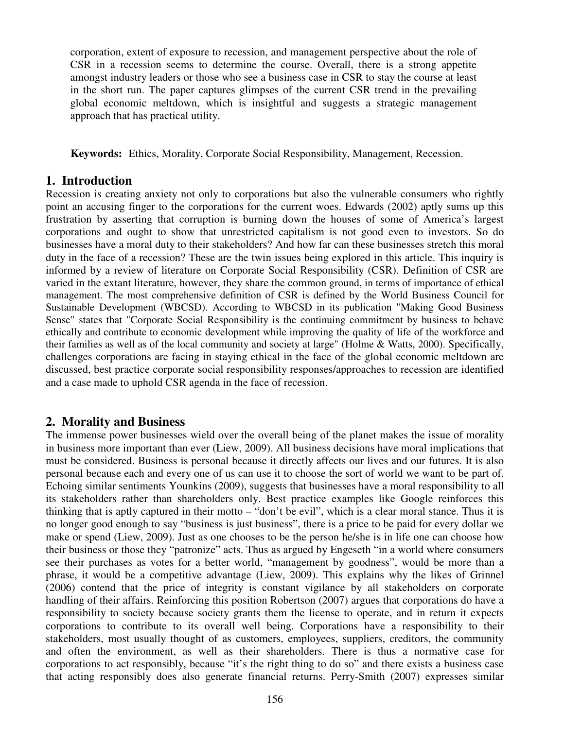corporation, extent of exposure to recession, and management perspective about the role of CSR in a recession seems to determine the course. Overall, there is a strong appetite amongst industry leaders or those who see a business case in CSR to stay the course at least in the short run. The paper captures glimpses of the current CSR trend in the prevailing global economic meltdown, which is insightful and suggests a strategic management approach that has practical utility.

**Keywords:** Ethics, Morality, Corporate Social Responsibility, Management, Recession.

## 1. Introduction

Recession is creating anxiety not only to corporations but also the vulnerable consumers who rightly point an accusing finger to the corporations for the current woes. Edwards (2002) aptly sums up this frustration by asserting that corruption is burning down the houses of some of America's largest corporations and ought to show that unrestricted capitalism is not good even to investors. So do businesses have a moral duty to their stakeholders? And how far can these businesses stretch this moral duty in the face of a recession? These are the twin issues being explored in this article. This inquiry is informed by a review of literature on Corporate Social Responsibility (CSR). Definition of CSR are varied in the extant literature, however, they share the common ground, in terms of importance of ethical management. The most comprehensive definition of CSR is defined by the World Business Council for Sustainable Development (WBCSD). According to WBCSD in its publication "Making Good Business Sense" states that "Corporate Social Responsibility is the continuing commitment by business to behave ethically and contribute to economic development while improving the quality of life of the workforce and their families as well as of the local community and society at large" (Holme & Watts, 2000). Specifically, challenges corporations are facing in staying ethical in the face of the global economic meltdown are discussed, best practice corporate social responsibility responses/approaches to recession are identified and a case made to uphold CSR agenda in the face of recession.

## 2. Morality and Business

The immense power businesses wield over the overall being of the planet makes the issue of morality in business more important than ever (Liew, 2009). All business decisions have moral implications that must be considered. Business is personal because it directly affects our lives and our futures. It is also personal because each and every one of us can use it to choose the sort of world we want to be part of. Echoing similar sentiments Younkins (2009), suggests that businesses have a moral responsibility to all its stakeholders rather than shareholders only. Best practice examples like Google reinforces this thinking that is aptly captured in their motto – "don't be evil", which is a clear moral stance. Thus it is no longer good enough to say "business is just business", there is a price to be paid for every dollar we make or spend (Liew, 2009). Just as one chooses to be the person he/she is in life one can choose how their business or those they "patronize" acts. Thus as argued by Engeseth "in a world where consumers see their purchases as votes for a better world, "management by goodness", would be more than a phrase, it would be a competitive advantage (Liew, 2009). This explains why the likes of Grinnel (2006) contend that the price of integrity is constant vigilance by all stakeholders on corporate handling of their affairs. Reinforcing this position Robertson (2007) argues that corporations do have a responsibility to society because society grants them the license to operate, and in return it expects corporations to contribute to its overall well being. Corporations have a responsibility to their stakeholders, most usually thought of as customers, employees, suppliers, creditors, the community and often the environment, as well as their shareholders. There is thus a normative case for corporations to act responsibly, because "it's the right thing to do so" and there exists a business case that acting responsibly does also generate financial returns. Perry-Smith (2007) expresses similar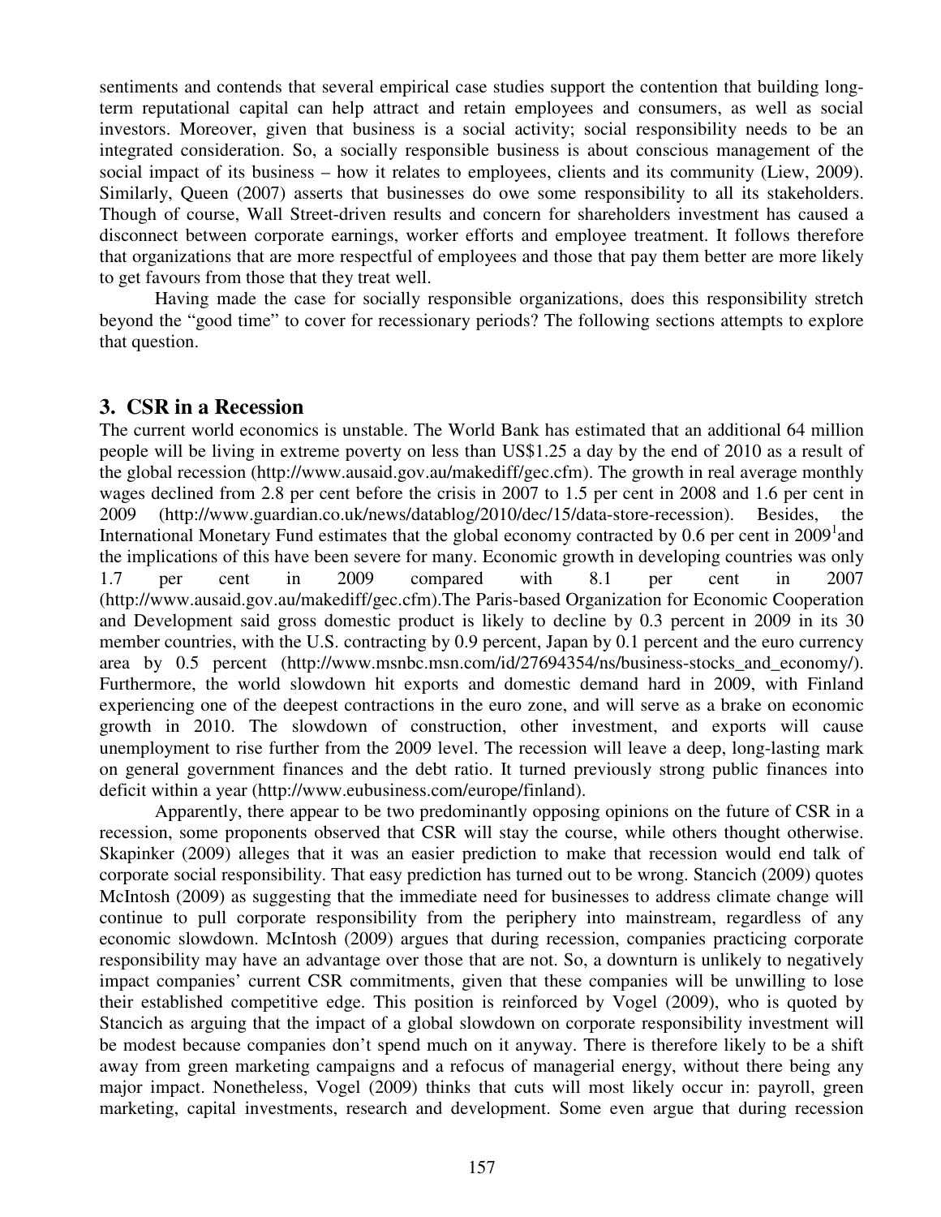sentiments and contends that several empirical case studies support the contention that building long-term reputational capital can help attract and retain employees and consumers, as well as social investors. Moreover, given that business is a social activity; social responsibility needs to be an integrated consideration. So, a socially responsible business is about conscious management of the social impact of its business – how it relates to employees, clients and its community (Liew, 2009). Similarly, Queen (2007) asserts that businesses do owe some responsibility to all its stakeholders. Though of course, Wall Street-driven results and concern for shareholders investment has caused a disconnect between corporate earnings, worker efforts and employee treatment. It follows therefore that organizations that are more respectful of employees and those that pay them better are more likely to get favours from those that they treat well.

Having made the case for socially responsible organizations, does this responsibility stretch beyond the "good time" to cover for recessionary periods? The following sections attempts to explore that question.

## 3. CSR in a Recession

The current world economics is unstable. The World Bank has estimated that an additional 64 million people will be living in extreme poverty on less than US$1.25 a day by the end of 2010 as a result of the global recession (http://www.ausaid.gov.au/makediff/gec.cfm). The growth in real average monthly wages declined from 2.8 per cent before the crisis in 2007 to 1.5 per cent in 2008 and 1.6 per cent in 2009 (http://www.guardian.co.uk/news/datablog/2010/dec/15/data-store-recession). Besides, the International Monetary Fund estimates that the global economy contracted by 0.6 per cent in 2009[1] and the implications of this have been severe for many. Economic growth in developing countries was only 1.7 per cent in 2009 compared with 8.1 per cent in 2007 (http://www.ausaid.gov.au/makediff/gec.cfm).The Paris-based Organization for Economic Cooperation and Development said gross domestic product is likely to decline by 0.3 percent in 2009 in its 30 member countries, with the U.S. contracting by 0.9 percent, Japan by 0.1 percent and the euro currency area by 0.5 percent (http://www.msnbc.msn.com/id/27694354/ns/business-stocks_and_economy/). Furthermore, the world slowdown hit exports and domestic demand hard in 2009, with Finland experiencing one of the deepest contractions in the euro zone, and will serve as a brake on economic growth in 2010. The slowdown of construction, other investment, and exports will cause unemployment to rise further from the 2009 level. The recession will leave a deep, long-lasting mark on general government finances and the debt ratio. It turned previously strong public finances into deficit within a year (http://www.eubusiness.com/europe/finland).

Apparently, there appear to be two predominantly opposing opinions on the future of CSR in a recession, some proponents observed that CSR will stay the course, while others thought otherwise. Skapinker (2009) alleges that it was an easier prediction to make that recession would end talk of corporate social responsibility. That easy prediction has turned out to be wrong. Stancich (2009) quotes McIntosh (2009) as suggesting that the immediate need for businesses to address climate change will continue to pull corporate responsibility from the periphery into mainstream, regardless of any economic slowdown. McIntosh (2009) argues that during recession, companies practicing corporate responsibility may have an advantage over those that are not. So, a downturn is unlikely to negatively impact companies' current CSR commitments, given that these companies will be unwilling to lose their established competitive edge. This position is reinforced by Vogel (2009), who is quoted by Stancich as arguing that the impact of a global slowdown on corporate responsibility investment will be modest because companies don't spend much on it anyway. There is therefore likely to be a shift away from green marketing campaigns and a refocus of managerial energy, without there being any major impact. Nonetheless, Vogel (2009) thinks that cuts will most likely occur in: payroll, green marketing, capital investments, research and development. Some even argue that during recession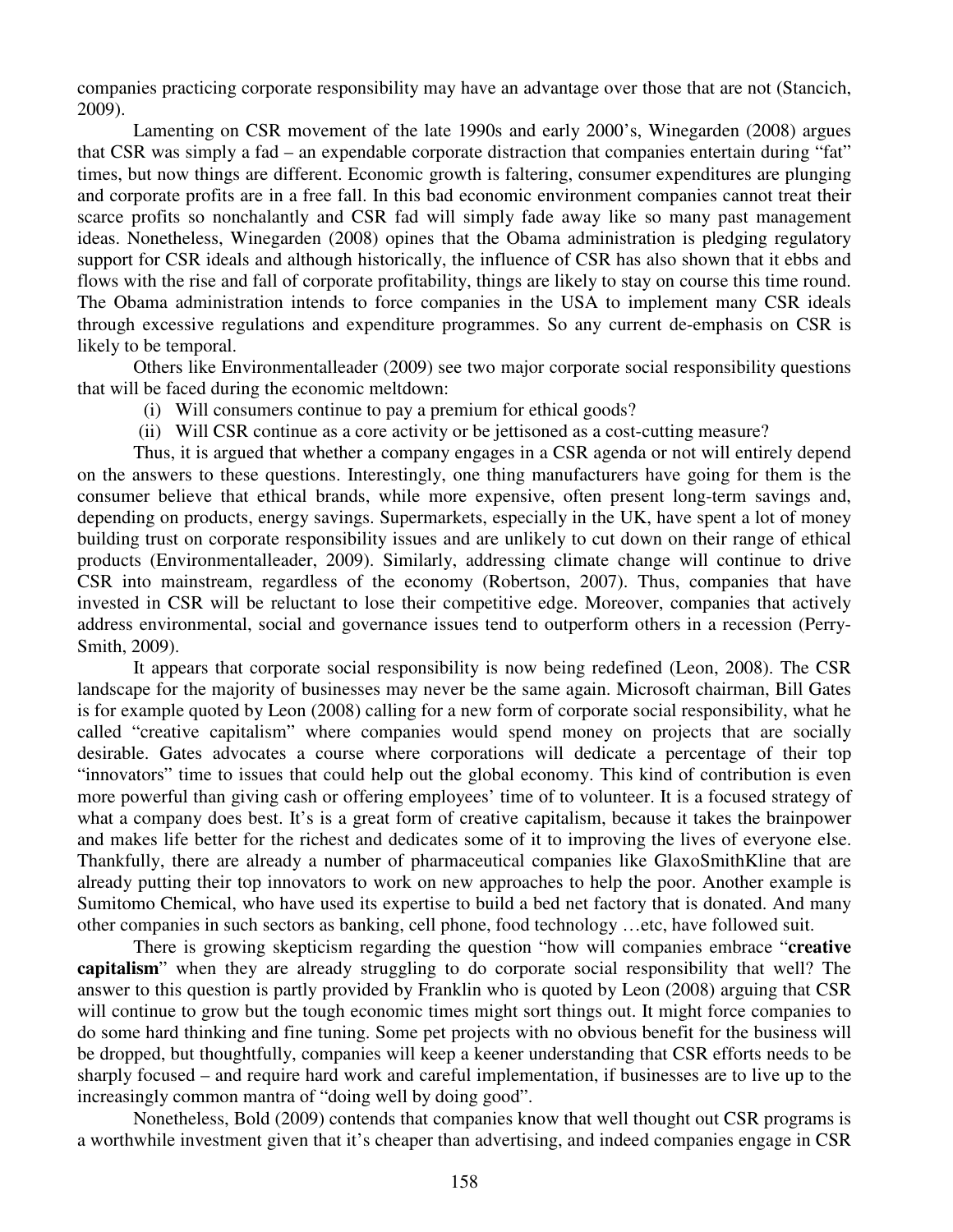companies practicing corporate responsibility may have an advantage over those that are not (Stancich, 2009).

Lamenting on CSR movement of the late 1990s and early 2000's, Winegarden (2008) argues that CSR was simply a fad – an expendable corporate distraction that companies entertain during "fat" times, but now things are different. Economic growth is faltering, consumer expenditures are plunging and corporate profits are in a free fall. In this bad economic environment companies cannot treat their scarce profits so nonchalantly and CSR fad will simply fade away like so many past management ideas. Nonetheless, Winegarden (2008) opines that the Obama administration is pledging regulatory support for CSR ideals and although historically, the influence of CSR has also shown that it ebbs and flows with the rise and fall of corporate profitability, things are likely to stay on course this time round. The Obama administration intends to force companies in the USA to implement many CSR ideals through excessive regulations and expenditure programmes. So any current de-emphasis on CSR is likely to be temporal.

Others like Environmentalleader (2009) see two major corporate social responsibility questions that will be faced during the economic meltdown:

(i) Will consumers continue to pay a premium for ethical goods?
(ii) Will CSR continue as a core activity or be jettisoned as a cost-cutting measure?

Thus, it is argued that whether a company engages in a CSR agenda or not will entirely depend on the answers to these questions. Interestingly, one thing manufacturers have going for them is the consumer believe that ethical brands, while more expensive, often present long-term savings and, depending on products, energy savings. Supermarkets, especially in the UK, have spent a lot of money building trust on corporate responsibility issues and are unlikely to cut down on their range of ethical products (Environmentalleader, 2009). Similarly, addressing climate change will continue to drive CSR into mainstream, regardless of the economy (Robertson, 2007). Thus, companies that have invested in CSR will be reluctant to lose their competitive edge. Moreover, companies that actively address environmental, social and governance issues tend to outperform others in a recession (Perry-Smith, 2009).

It appears that corporate social responsibility is now being redefined (Leon, 2008). The CSR landscape for the majority of businesses may never be the same again. Microsoft chairman, Bill Gates is for example quoted by Leon (2008) calling for a new form of corporate social responsibility, what he called "creative capitalism" where companies would spend money on projects that are socially desirable. Gates advocates a course where corporations will dedicate a percentage of their top "innovators" time to issues that could help out the global economy. This kind of contribution is even more powerful than giving cash or offering employees' time of to volunteer. It is a focused strategy of what a company does best. It's is a great form of creative capitalism, because it takes the brainpower and makes life better for the richest and dedicates some of it to improving the lives of everyone else. Thankfully, there are already a number of pharmaceutical companies like GlaxoSmithKline that are already putting their top innovators to work on new approaches to help the poor. Another example is Sumitomo Chemical, who have used its expertise to build a bed net factory that is donated. And many other companies in such sectors as banking, cell phone, food technology …etc, have followed suit.

There is growing skepticism regarding the question "how will companies embrace "**creative capitalism**" when they are already struggling to do corporate social responsibility that well? The answer to this question is partly provided by Franklin who is quoted by Leon (2008) arguing that CSR will continue to grow but the tough economic times might sort things out. It might force companies to do some hard thinking and fine tuning. Some pet projects with no obvious benefit for the business will be dropped, but thoughtfully, companies will keep a keener understanding that CSR efforts needs to be sharply focused – and require hard work and careful implementation, if businesses are to live up to the increasingly common mantra of "doing well by doing good".

Nonetheless, Bold (2009) contends that companies know that well thought out CSR programs is a worthwhile investment given that it's cheaper than advertising, and indeed companies engage in CSR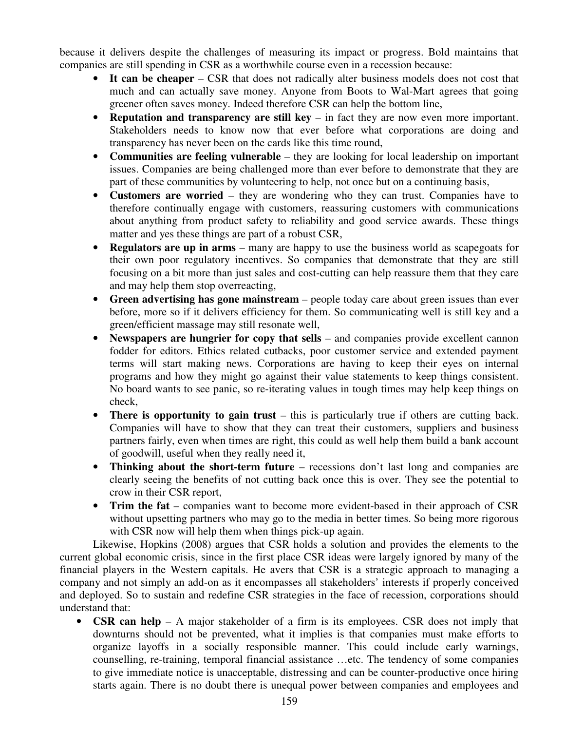because it delivers despite the challenges of measuring its impact or progress. Bold maintains that companies are still spending in CSR as a worthwhile course even in a recession because:

- **It can be cheaper** – CSR that does not radically alter business models does not cost that much and can actually save money. Anyone from Boots to Wal-Mart agrees that going greener often saves money. Indeed therefore CSR can help the bottom line,
- **Reputation and transparency are still key** – in fact they are now even more important. Stakeholders needs to know now that ever before what corporations are doing and transparency has never been on the cards like this time round,
- **Communities are feeling vulnerable** – they are looking for local leadership on important issues. Companies are being challenged more than ever before to demonstrate that they are part of these communities by volunteering to help, not once but on a continuing basis,
- **Customers are worried** – they are wondering who they can trust. Companies have to therefore continually engage with customers, reassuring customers with communications about anything from product safety to reliability and good service awards. These things matter and yes these things are part of a robust CSR,
- **Regulators are up in arms** – many are happy to use the business world as scapegoats for their own poor regulatory incentives. So companies that demonstrate that they are still focusing on a bit more than just sales and cost-cutting can help reassure them that they care and may help them stop overreacting,
- **Green advertising has gone mainstream** – people today care about green issues than ever before, more so if it delivers efficiency for them. So communicating well is still key and a green/efficient massage may still resonate well,
- **Newspapers are hungrier for copy that sells** – and companies provide excellent cannon fodder for editors. Ethics related cutbacks, poor customer service and extended payment terms will start making news. Corporations are having to keep their eyes on internal programs and how they might go against their value statements to keep things consistent. No board wants to see panic, so re-iterating values in tough times may help keep things on check,
- **There is opportunity to gain trust** – this is particularly true if others are cutting back. Companies will have to show that they can treat their customers, suppliers and business partners fairly, even when times are right, this could as well help them build a bank account of goodwill, useful when they really need it,
- **Thinking about the short-term future** – recessions don't last long and companies are clearly seeing the benefits of not cutting back once this is over. They see the potential to crow in their CSR report,
- **Trim the fat** – companies want to become more evident-based in their approach of CSR without upsetting partners who may go to the media in better times. So being more rigorous with CSR now will help them when things pick-up again.

Likewise, Hopkins (2008) argues that CSR holds a solution and provides the elements to the current global economic crisis, since in the first place CSR ideas were largely ignored by many of the financial players in the Western capitals. He avers that CSR is a strategic approach to managing a company and not simply an add-on as it encompasses all stakeholders' interests if properly conceived and deployed. So to sustain and redefine CSR strategies in the face of recession, corporations should understand that:

- **CSR can help** – A major stakeholder of a firm is its employees. CSR does not imply that downturns should not be prevented, what it implies is that companies must make efforts to organize layoffs in a socially responsible manner. This could include early warnings, counselling, re-training, temporal financial assistance …etc. The tendency of some companies to give immediate notice is unacceptable, distressing and can be counter-productive once hiring starts again. There is no doubt there is unequal power between companies and employees and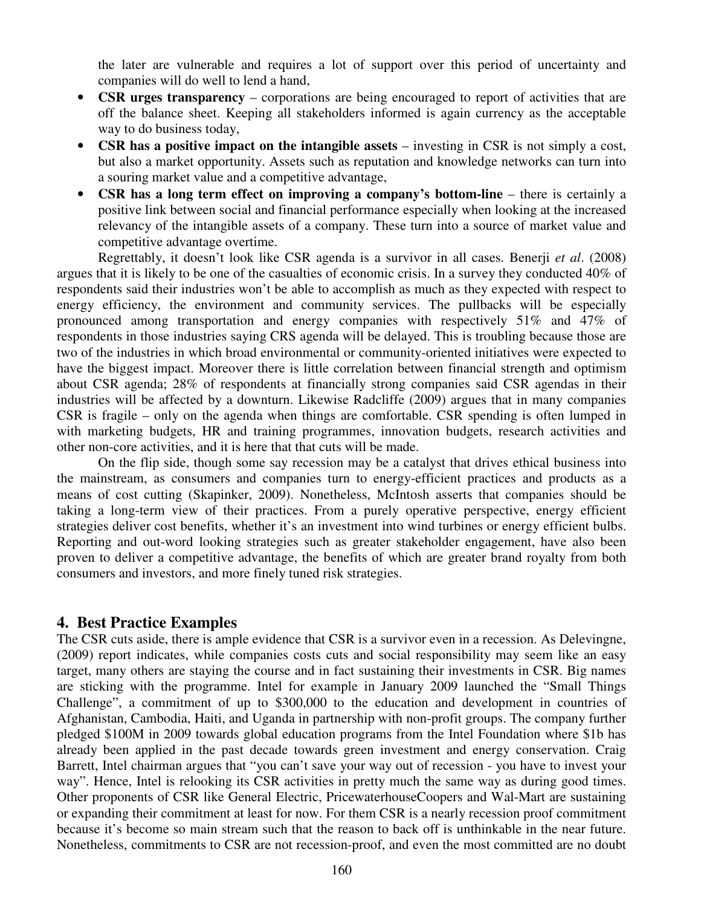the later are vulnerable and requires a lot of support over this period of uncertainty and companies will do well to lend a hand,

- **CSR urges transparency** – corporations are being encouraged to report of activities that are off the balance sheet. Keeping all stakeholders informed is again currency as the acceptable way to do business today,
- **CSR has a positive impact on the intangible assets** – investing in CSR is not simply a cost, but also a market opportunity. Assets such as reputation and knowledge networks can turn into a souring market value and a competitive advantage,
- **CSR has a long term effect on improving a company's bottom-line** – there is certainly a positive link between social and financial performance especially when looking at the increased relevancy of the intangible assets of a company. These turn into a source of market value and competitive advantage overtime.

Regrettably, it doesn't look like CSR agenda is a survivor in all cases. Benerji *et al*. (2008) argues that it is likely to be one of the casualties of economic crisis. In a survey they conducted 40% of respondents said their industries won't be able to accomplish as much as they expected with respect to energy efficiency, the environment and community services. The pullbacks will be especially pronounced among transportation and energy companies with respectively 51% and 47% of respondents in those industries saying CRS agenda will be delayed. This is troubling because those are two of the industries in which broad environmental or community-oriented initiatives were expected to have the biggest impact. Moreover there is little correlation between financial strength and optimism about CSR agenda; 28% of respondents at financially strong companies said CSR agendas in their industries will be affected by a downturn. Likewise Radcliffe (2009) argues that in many companies CSR is fragile – only on the agenda when things are comfortable. CSR spending is often lumped in with marketing budgets, HR and training programmes, innovation budgets, research activities and other non-core activities, and it is here that that cuts will be made.

On the flip side, though some say recession may be a catalyst that drives ethical business into the mainstream, as consumers and companies turn to energy-efficient practices and products as a means of cost cutting (Skapinker, 2009). Nonetheless, McIntosh asserts that companies should be taking a long-term view of their practices. From a purely operative perspective, energy efficient strategies deliver cost benefits, whether it's an investment into wind turbines or energy efficient bulbs. Reporting and out-word looking strategies such as greater stakeholder engagement, have also been proven to deliver a competitive advantage, the benefits of which are greater brand royalty from both consumers and investors, and more finely tuned risk strategies.

## 4. Best Practice Examples

The CSR cuts aside, there is ample evidence that CSR is a survivor even in a recession. As Delevingne, (2009) report indicates, while companies costs cuts and social responsibility may seem like an easy target, many others are staying the course and in fact sustaining their investments in CSR. Big names are sticking with the programme. Intel for example in January 2009 launched the "Small Things Challenge", a commitment of up to \$300,000 to the education and development in countries of Afghanistan, Cambodia, Haiti, and Uganda in partnership with non-profit groups. The company further pledged \$100M in 2009 towards global education programs from the Intel Foundation where \$1b has already been applied in the past decade towards green investment and energy conservation. Craig Barrett, Intel chairman argues that "you can't save your way out of recession - you have to invest your way". Hence, Intel is relooking its CSR activities in pretty much the same way as during good times. Other proponents of CSR like General Electric, PricewaterhouseCoopers and Wal-Mart are sustaining or expanding their commitment at least for now. For them CSR is a nearly recession proof commitment because it's become so main stream such that the reason to back off is unthinkable in the near future. Nonetheless, commitments to CSR are not recession-proof, and even the most committed are no doubt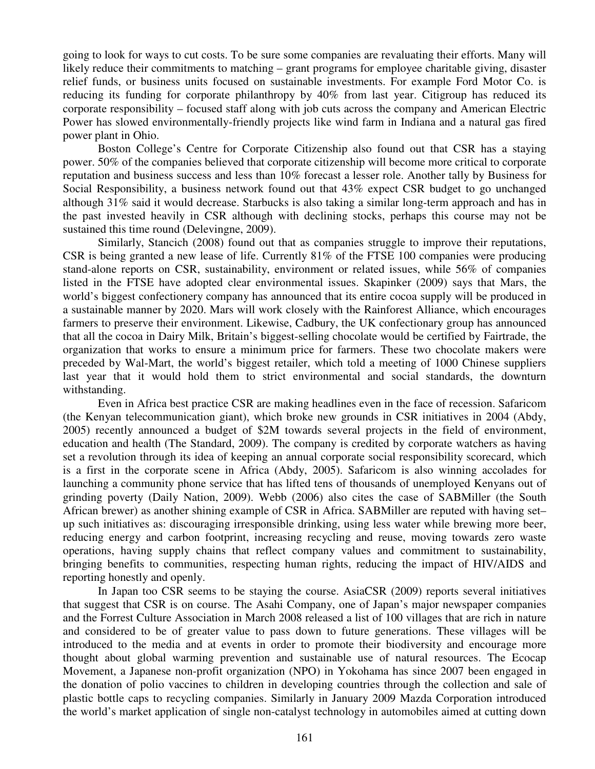going to look for ways to cut costs. To be sure some companies are revaluating their efforts. Many will likely reduce their commitments to matching – grant programs for employee charitable giving, disaster relief funds, or business units focused on sustainable investments. For example Ford Motor Co. is reducing its funding for corporate philanthropy by 40% from last year. Citigroup has reduced its corporate responsibility – focused staff along with job cuts across the company and American Electric Power has slowed environmentally-friendly projects like wind farm in Indiana and a natural gas fired power plant in Ohio.

Boston College's Centre for Corporate Citizenship also found out that CSR has a staying power. 50% of the companies believed that corporate citizenship will become more critical to corporate reputation and business success and less than 10% forecast a lesser role. Another tally by Business for Social Responsibility, a business network found out that 43% expect CSR budget to go unchanged although 31% said it would decrease. Starbucks is also taking a similar long-term approach and has in the past invested heavily in CSR although with declining stocks, perhaps this course may not be sustained this time round (Delevingne, 2009).

Similarly, Stancich (2008) found out that as companies struggle to improve their reputations, CSR is being granted a new lease of life. Currently 81% of the FTSE 100 companies were producing stand-alone reports on CSR, sustainability, environment or related issues, while 56% of companies listed in the FTSE have adopted clear environmental issues. Skapinker (2009) says that Mars, the world's biggest confectionery company has announced that its entire cocoa supply will be produced in a sustainable manner by 2020. Mars will work closely with the Rainforest Alliance, which encourages farmers to preserve their environment. Likewise, Cadbury, the UK confectionary group has announced that all the cocoa in Dairy Milk, Britain's biggest-selling chocolate would be certified by Fairtrade, the organization that works to ensure a minimum price for farmers. These two chocolate makers were preceded by Wal-Mart, the world's biggest retailer, which told a meeting of 1000 Chinese suppliers last year that it would hold them to strict environmental and social standards, the downturn withstanding.

Even in Africa best practice CSR are making headlines even in the face of recession. Safaricom (the Kenyan telecommunication giant), which broke new grounds in CSR initiatives in 2004 (Abdy, 2005) recently announced a budget of $2M towards several projects in the field of environment, education and health (The Standard, 2009). The company is credited by corporate watchers as having set a revolution through its idea of keeping an annual corporate social responsibility scorecard, which is a first in the corporate scene in Africa (Abdy, 2005). Safaricom is also winning accolades for launching a community phone service that has lifted tens of thousands of unemployed Kenyans out of grinding poverty (Daily Nation, 2009). Webb (2006) also cites the case of SABMiller (the South African brewer) as another shining example of CSR in Africa. SABMiller are reputed with having set–up such initiatives as: discouraging irresponsible drinking, using less water while brewing more beer, reducing energy and carbon footprint, increasing recycling and reuse, moving towards zero waste operations, having supply chains that reflect company values and commitment to sustainability, bringing benefits to communities, respecting human rights, reducing the impact of HIV/AIDS and reporting honestly and openly.

In Japan too CSR seems to be staying the course. AsiaCSR (2009) reports several initiatives that suggest that CSR is on course. The Asahi Company, one of Japan's major newspaper companies and the Forrest Culture Association in March 2008 released a list of 100 villages that are rich in nature and considered to be of greater value to pass down to future generations. These villages will be introduced to the media and at events in order to promote their biodiversity and encourage more thought about global warming prevention and sustainable use of natural resources. The Ecocap Movement, a Japanese non-profit organization (NPO) in Yokohama has since 2007 been engaged in the donation of polio vaccines to children in developing countries through the collection and sale of plastic bottle caps to recycling companies. Similarly in January 2009 Mazda Corporation introduced the world's market application of single non-catalyst technology in automobiles aimed at cutting down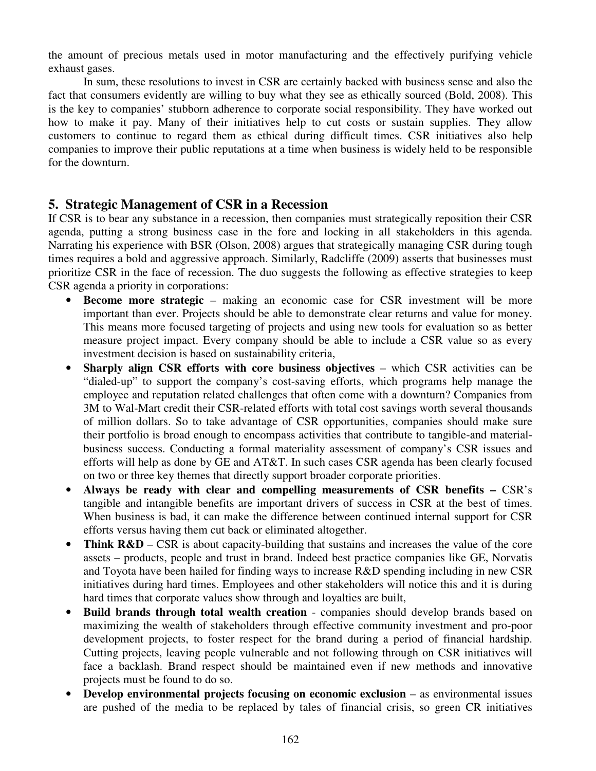the amount of precious metals used in motor manufacturing and the effectively purifying vehicle exhaust gases.

In sum, these resolutions to invest in CSR are certainly backed with business sense and also the fact that consumers evidently are willing to buy what they see as ethically sourced (Bold, 2008). This is the key to companies' stubborn adherence to corporate social responsibility. They have worked out how to make it pay. Many of their initiatives help to cut costs or sustain supplies. They allow customers to continue to regard them as ethical during difficult times. CSR initiatives also help companies to improve their public reputations at a time when business is widely held to be responsible for the downturn.

## 5. Strategic Management of CSR in a Recession

If CSR is to bear any substance in a recession, then companies must strategically reposition their CSR agenda, putting a strong business case in the fore and locking in all stakeholders in this agenda. Narrating his experience with BSR (Olson, 2008) argues that strategically managing CSR during tough times requires a bold and aggressive approach. Similarly, Radcliffe (2009) asserts that businesses must prioritize CSR in the face of recession. The duo suggests the following as effective strategies to keep CSR agenda a priority in corporations:

- **Become more strategic** – making an economic case for CSR investment will be more important than ever. Projects should be able to demonstrate clear returns and value for money. This means more focused targeting of projects and using new tools for evaluation so as better measure project impact. Every company should be able to include a CSR value so as every investment decision is based on sustainability criteria,
- **Sharply align CSR efforts with core business objectives** – which CSR activities can be "dialed-up" to support the company's cost-saving efforts, which programs help manage the employee and reputation related challenges that often come with a downturn? Companies from 3M to Wal-Mart credit their CSR-related efforts with total cost savings worth several thousands of million dollars. So to take advantage of CSR opportunities, companies should make sure their portfolio is broad enough to encompass activities that contribute to tangible-and material-business success. Conducting a formal materiality assessment of company's CSR issues and efforts will help as done by GE and AT&T. In such cases CSR agenda has been clearly focused on two or three key themes that directly support broader corporate priorities.
- **Always be ready with clear and compelling measurements of CSR benefits –** CSR's tangible and intangible benefits are important drivers of success in CSR at the best of times. When business is bad, it can make the difference between continued internal support for CSR efforts versus having them cut back or eliminated altogether.
- **Think R&D** – CSR is about capacity-building that sustains and increases the value of the core assets – products, people and trust in brand. Indeed best practice companies like GE, Norvatis and Toyota have been hailed for finding ways to increase R&D spending including in new CSR initiatives during hard times. Employees and other stakeholders will notice this and it is during hard times that corporate values show through and loyalties are built,
- **Build brands through total wealth creation** - companies should develop brands based on maximizing the wealth of stakeholders through effective community investment and pro-poor development projects, to foster respect for the brand during a period of financial hardship. Cutting projects, leaving people vulnerable and not following through on CSR initiatives will face a backlash. Brand respect should be maintained even if new methods and innovative projects must be found to do so.
- **Develop environmental projects focusing on economic exclusion** – as environmental issues are pushed of the media to be replaced by tales of financial crisis, so green CR initiatives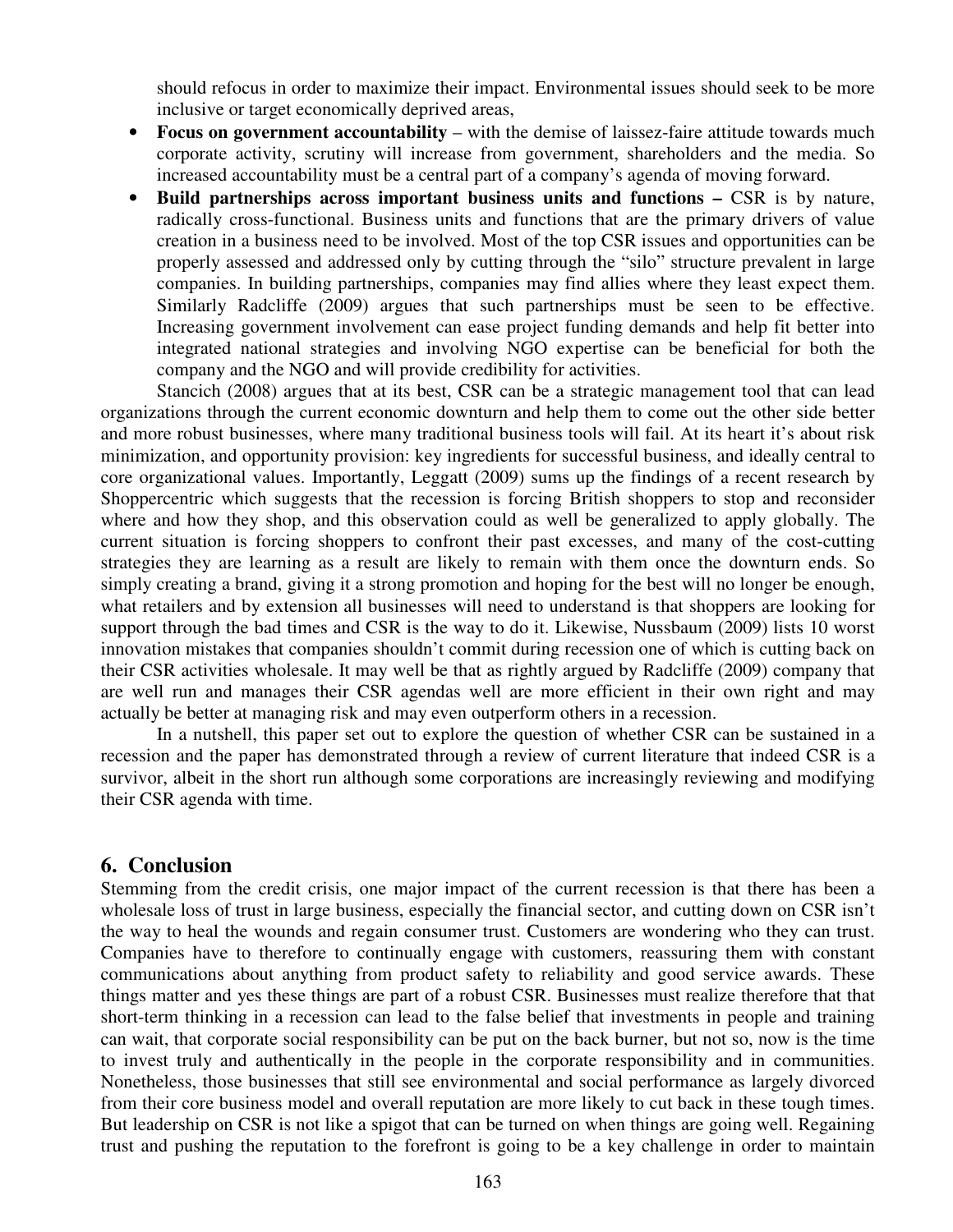should refocus in order to maximize their impact. Environmental issues should seek to be more inclusive or target economically deprived areas,

- **Focus on government accountability** – with the demise of laissez-faire attitude towards much corporate activity, scrutiny will increase from government, shareholders and the media. So increased accountability must be a central part of a company's agenda of moving forward.
- **Build partnerships across important business units and functions –** CSR is by nature, radically cross-functional. Business units and functions that are the primary drivers of value creation in a business need to be involved. Most of the top CSR issues and opportunities can be properly assessed and addressed only by cutting through the "silo" structure prevalent in large companies. In building partnerships, companies may find allies where they least expect them. Similarly Radcliffe (2009) argues that such partnerships must be seen to be effective. Increasing government involvement can ease project funding demands and help fit better into integrated national strategies and involving NGO expertise can be beneficial for both the company and the NGO and will provide credibility for activities.

Stancich (2008) argues that at its best, CSR can be a strategic management tool that can lead organizations through the current economic downturn and help them to come out the other side better and more robust businesses, where many traditional business tools will fail. At its heart it's about risk minimization, and opportunity provision: key ingredients for successful business, and ideally central to core organizational values. Importantly, Leggatt (2009) sums up the findings of a recent research by Shoppercentric which suggests that the recession is forcing British shoppers to stop and reconsider where and how they shop, and this observation could as well be generalized to apply globally. The current situation is forcing shoppers to confront their past excesses, and many of the cost-cutting strategies they are learning as a result are likely to remain with them once the downturn ends. So simply creating a brand, giving it a strong promotion and hoping for the best will no longer be enough, what retailers and by extension all businesses will need to understand is that shoppers are looking for support through the bad times and CSR is the way to do it. Likewise, Nussbaum (2009) lists 10 worst innovation mistakes that companies shouldn't commit during recession one of which is cutting back on their CSR activities wholesale. It may well be that as rightly argued by Radcliffe (2009) company that are well run and manages their CSR agendas well are more efficient in their own right and may actually be better at managing risk and may even outperform others in a recession.

In a nutshell, this paper set out to explore the question of whether CSR can be sustained in a recession and the paper has demonstrated through a review of current literature that indeed CSR is a survivor, albeit in the short run although some corporations are increasingly reviewing and modifying their CSR agenda with time.

## 6. Conclusion

Stemming from the credit crisis, one major impact of the current recession is that there has been a wholesale loss of trust in large business, especially the financial sector, and cutting down on CSR isn't the way to heal the wounds and regain consumer trust. Customers are wondering who they can trust. Companies have to therefore to continually engage with customers, reassuring them with constant communications about anything from product safety to reliability and good service awards. These things matter and yes these things are part of a robust CSR. Businesses must realize therefore that that short-term thinking in a recession can lead to the false belief that investments in people and training can wait, that corporate social responsibility can be put on the back burner, but not so, now is the time to invest truly and authentically in the people in the corporate responsibility and in communities. Nonetheless, those businesses that still see environmental and social performance as largely divorced from their core business model and overall reputation are more likely to cut back in these tough times. But leadership on CSR is not like a spigot that can be turned on when things are going well. Regaining trust and pushing the reputation to the forefront is going to be a key challenge in order to maintain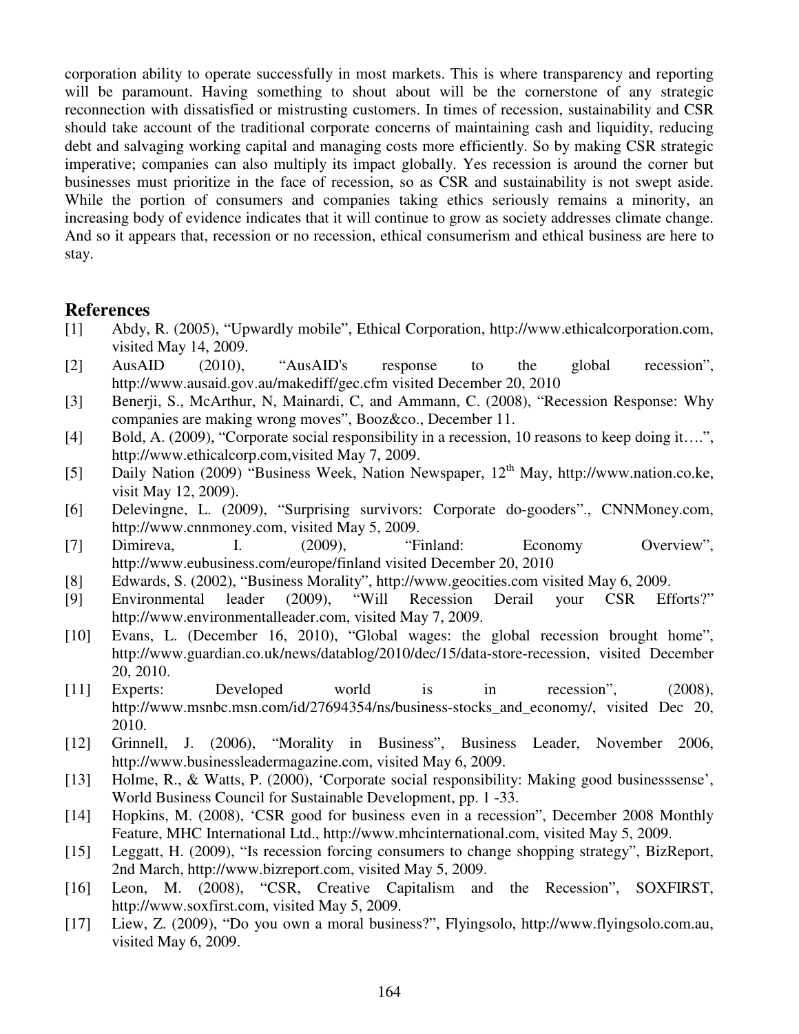corporation ability to operate successfully in most markets. This is where transparency and reporting will be paramount. Having something to shout about will be the cornerstone of any strategic reconnection with dissatisfied or mistrusting customers. In times of recession, sustainability and CSR should take account of the traditional corporate concerns of maintaining cash and liquidity, reducing debt and salvaging working capital and managing costs more efficiently. So by making CSR strategic imperative; companies can also multiply its impact globally. Yes recession is around the corner but businesses must prioritize in the face of recession, so as CSR and sustainability is not swept aside. While the portion of consumers and companies taking ethics seriously remains a minority, an increasing body of evidence indicates that it will continue to grow as society addresses climate change. And so it appears that, recession or no recession, ethical consumerism and ethical business are here to stay.

## References

[1] Abdy, R. (2005), "Upwardly mobile", Ethical Corporation, http://www.ethicalcorporation.com, visited May 14, 2009.

[2] AusAID (2010), "AusAID's response to the global recession", http://www.ausaid.gov.au/makediff/gec.cfm visited December 20, 2010

[3] Benerji, S., McArthur, N, Mainardi, C, and Ammann, C. (2008), "Recession Response: Why companies are making wrong moves", Booz&co., December 11.

[4] Bold, A. (2009), "Corporate social responsibility in a recession, 10 reasons to keep doing it….", http://www.ethicalcorp.com,visited May 7, 2009.

[5] Daily Nation (2009) "Business Week, Nation Newspaper, 12th May, http://www.nation.co.ke, visit May 12, 2009).

[6] Delevingne, L. (2009), "Surprising survivors: Corporate do-gooders"., CNNMoney.com, http://www.cnnmoney.com, visited May 5, 2009.

[7] Dimireva, I. (2009), "Finland: Economy Overview", http://www.eubusiness.com/europe/finland visited December 20, 2010

[8] Edwards, S. (2002), "Business Morality", http://www.geocities.com visited May 6, 2009.

[9] Environmental leader (2009), "Will Recession Derail your CSR Efforts?" http://www.environmentalleader.com, visited May 7, 2009.

[10] Evans, L. (December 16, 2010), "Global wages: the global recession brought home", http://www.guardian.co.uk/news/datablog/2010/dec/15/data-store-recession, visited December 20, 2010.

[11] Experts: Developed world is in recession", (2008), http://www.msnbc.msn.com/id/27694354/ns/business-stocks_and_economy/, visited Dec 20, 2010.

[12] Grinnell, J. (2006), "Morality in Business", Business Leader, November 2006, http://www.businessleadermagazine.com, visited May 6, 2009.

[13] Holme, R., & Watts, P. (2000), 'Corporate social responsibility: Making good businesssense', World Business Council for Sustainable Development, pp. 1 -33.

[14] Hopkins, M. (2008), 'CSR good for business even in a recession", December 2008 Monthly Feature, MHC International Ltd., http://www.mhcinternational.com, visited May 5, 2009.

[15] Leggatt, H. (2009), "Is recession forcing consumers to change shopping strategy", BizReport, 2nd March, http://www.bizreport.com, visited May 5, 2009.

[16] Leon, M. (2008), "CSR, Creative Capitalism and the Recession", SOXFIRST, http://www.soxfirst.com, visited May 5, 2009.

[17] Liew, Z. (2009), "Do you own a moral business?", Flyingsolo, http://www.flyingsolo.com.au, visited May 6, 2009.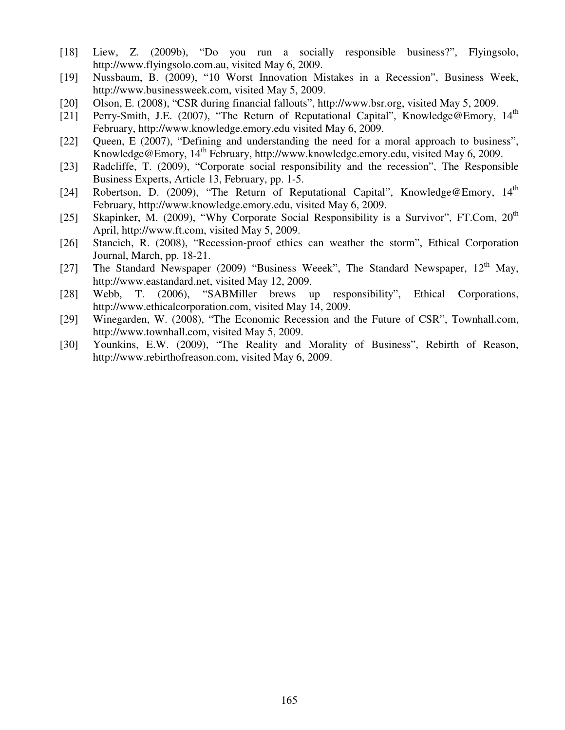[18] Liew, Z. (2009b), "Do you run a socially responsible business?", Flyingsolo, http://www.flyingsolo.com.au, visited May 6, 2009.

[19] Nussbaum, B. (2009), "10 Worst Innovation Mistakes in a Recession", Business Week, http://www.businessweek.com, visited May 5, 2009.

[20] Olson, E. (2008), "CSR during financial fallouts", http://www.bsr.org, visited May 5, 2009.

[21] Perry-Smith, J.E. (2007), "The Return of Reputational Capital", Knowledge@Emory, 14th February, http://www.knowledge.emory.edu visited May 6, 2009.

[22] Queen, E (2007), "Defining and understanding the need for a moral approach to business", Knowledge@Emory, 14th February, http://www.knowledge.emory.edu, visited May 6, 2009.

[23] Radcliffe, T. (2009), "Corporate social responsibility and the recession", The Responsible Business Experts, Article 13, February, pp. 1-5.

[24] Robertson, D. (2009), "The Return of Reputational Capital", Knowledge@Emory, 14th February, http://www.knowledge.emory.edu, visited May 6, 2009.

[25] Skapinker, M. (2009), "Why Corporate Social Responsibility is a Survivor", FT.Com, 20th April, http://www.ft.com, visited May 5, 2009.

[26] Stancich, R. (2008), "Recession-proof ethics can weather the storm", Ethical Corporation Journal, March, pp. 18-21.

[27] The Standard Newspaper (2009) "Business Weeek", The Standard Newspaper, 12th May, http://www.eastandard.net, visited May 12, 2009.

[28] Webb, T. (2006), "SABMiller brews up responsibility", Ethical Corporations, http://www.ethicalcorporation.com, visited May 14, 2009.

[29] Winegarden, W. (2008), "The Economic Recession and the Future of CSR", Townhall.com, http://www.townhall.com, visited May 5, 2009.

[30] Younkins, E.W. (2009), "The Reality and Morality of Business", Rebirth of Reason, http://www.rebirthofreason.com, visited May 6, 2009.